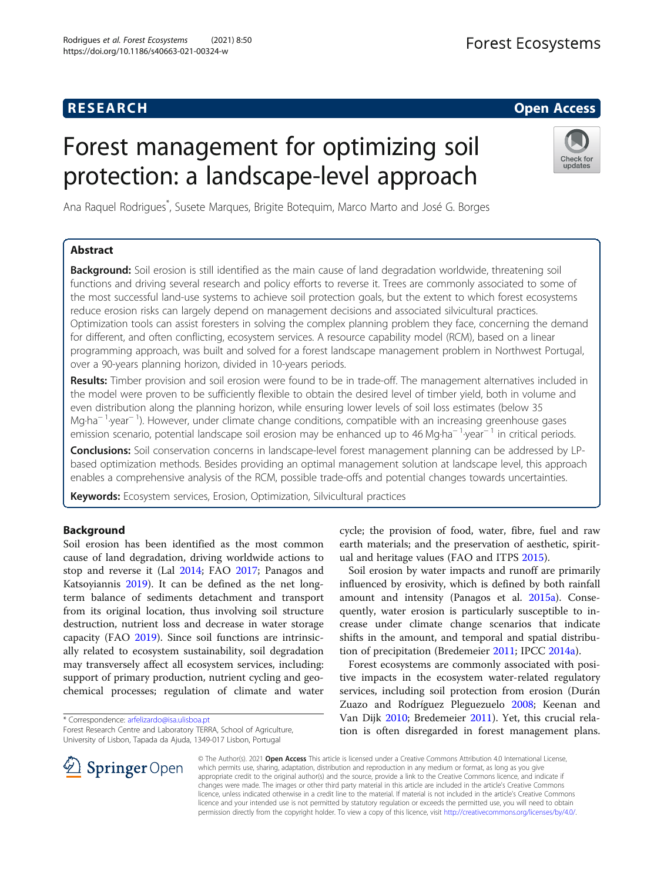RESEARCH

Open Access

# Forest management for optimizing soil protection: a landscape-level approach

Ana Raquel Rodrigues*, Susete Marques, Brigite Botequim, Marco Marto and José G. Borges

## Abstract

**Background:** Soil erosion is still identified as the main cause of land degradation worldwide, threatening soil functions and driving several research and policy efforts to reverse it. Trees are commonly associated to some of the most successful land-use systems to achieve soil protection goals, but the extent to which forest ecosystems reduce erosion risks can largely depend on management decisions and associated silvicultural practices. Optimization tools can assist foresters in solving the complex planning problem they face, concerning the demand for different, and often conflicting, ecosystem services. A resource capability model (RCM), based on a linear programming approach, was built and solved for a forest landscape management problem in Northwest Portugal, over a 90-years planning horizon, divided in 10-years periods.

**Results:** Timber provision and soil erosion were found to be in trade-off. The management alternatives included in the model were proven to be sufficiently flexible to obtain the desired level of timber yield, both in volume and even distribution along the planning horizon, while ensuring lower levels of soil loss estimates (below 35 $Mg{\cdot}ha^{-1}{\cdot}year^{-1}$). However, under climate change conditions, compatible with an increasing greenhouse gases emission scenario, potential landscape soil erosion may be enhanced up to 46 $Mg{\cdot}ha^{-1}{\cdot}year^{-1}$ in critical periods.

**Conclusions:** Soil conservation concerns in landscape-level forest management planning can be addressed by LP-based optimization methods. Besides providing an optimal management solution at landscape level, this approach enables a comprehensive analysis of the RCM, possible trade-offs and potential changes towards uncertainties.

**Keywords:** Ecosystem services, Erosion, Optimization, Silvicultural practices

## Background

Soil erosion has been identified as the most common cause of land degradation, driving worldwide actions to stop and reverse it (Lal 2014; FAO 2017; Panagos and Katsoyiannis 2019). It can be defined as the net long-term balance of sediments detachment and transport from its original location, thus involving soil structure destruction, nutrient loss and decrease in water storage capacity (FAO 2019). Since soil functions are intrinsically related to ecosystem sustainability, soil degradation may transversely affect all ecosystem services, including: support of primary production, nutrient cycling and geochemical processes; regulation of climate and water cycle; the provision of food, water, fibre, fuel and raw earth materials; and the preservation of aesthetic, spiritual and heritage values (FAO and ITPS 2015).

Soil erosion by water impacts and runoff are primarily influenced by erosivity, which is defined by both rainfall amount and intensity (Panagos et al. 2015a). Consequently, water erosion is particularly susceptible to increase under climate change scenarios that indicate shifts in the amount, and temporal and spatial distribution of precipitation (Bredemeier 2011; IPCC 2014a).

Forest ecosystems are commonly associated with positive impacts in the ecosystem water-related regulatory services, including soil protection from erosion (Durán Zuazo and Rodríguez Pleguezuelo 2008; Keenan and Van Dijk 2010; Bredemeier 2011). Yet, this crucial relation is often disregarded in forest management plans.

* Correspondence: arfelizardo@isa.ulisboa.pt
Forest Research Centre and Laboratory TERRA, School of Agriculture, University of Lisbon, Tapada da Ajuda, 1349-017 Lisbon, Portugal

© The Author(s). 2021 **Open Access** This article is licensed under a Creative Commons Attribution 4.0 International License, which permits use, sharing, adaptation, distribution and reproduction in any medium or format, as long as you give appropriate credit to the original author(s) and the source, provide a link to the Creative Commons licence, and indicate if changes were made. The images or other third party material in this article are included in the article's Creative Commons licence, unless indicated otherwise in a credit line to the material. If material is not included in the article's Creative Commons licence and your intended use is not permitted by statutory regulation or exceeds the permitted use, you will need to obtain permission directly from the copyright holder. To view a copy of this licence, visit http://creativecommons.org/licenses/by/4.0/.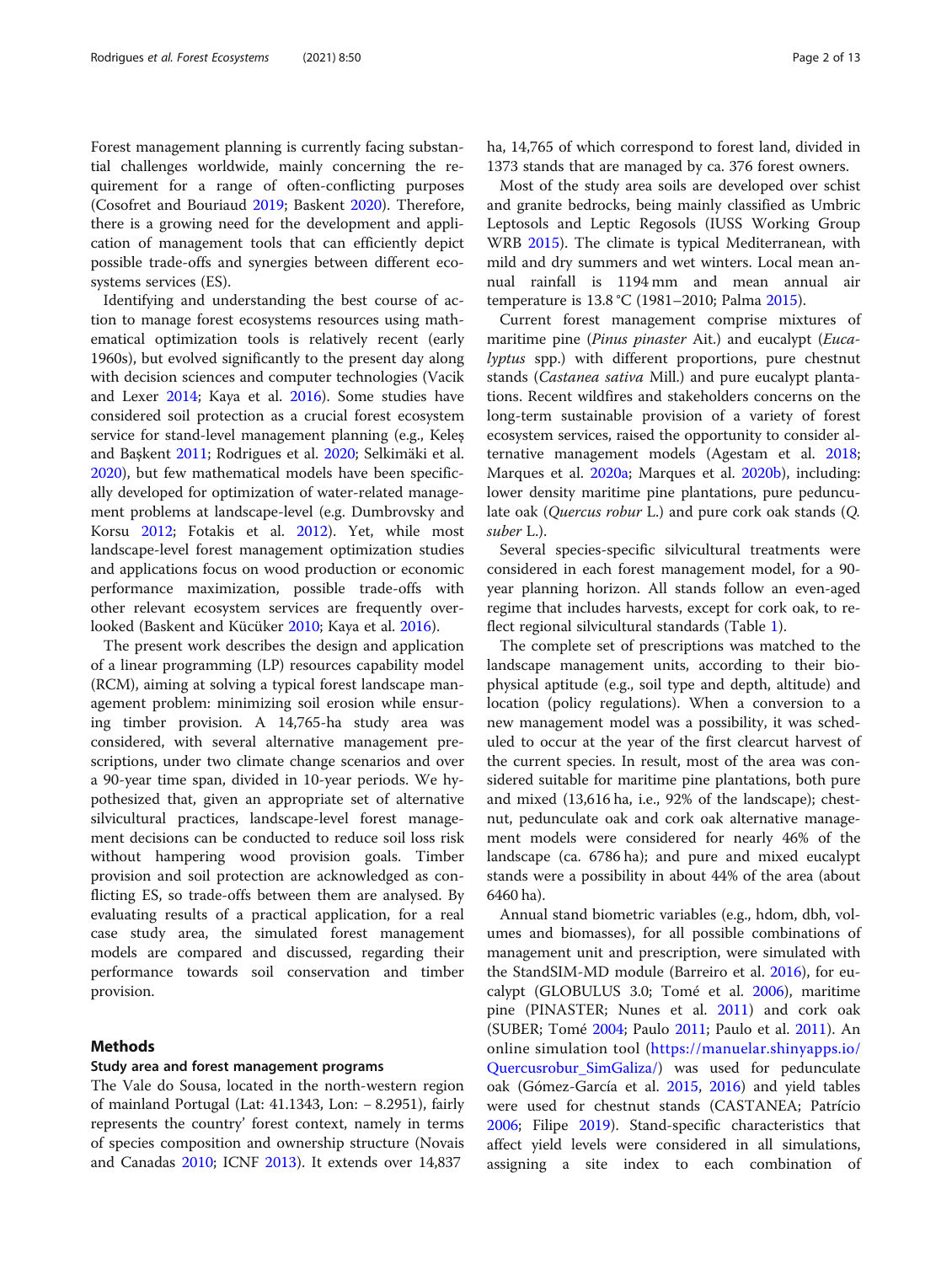Forest management planning is currently facing substantial challenges worldwide, mainly concerning the requirement for a range of often-conflicting purposes (Cosofret and Bouriaud 2019; Baskent 2020). Therefore, there is a growing need for the development and application of management tools that can efficiently depict possible trade-offs and synergies between different ecosystems services (ES).

Identifying and understanding the best course of action to manage forest ecosystems resources using mathematical optimization tools is relatively recent (early 1960s), but evolved significantly to the present day along with decision sciences and computer technologies (Vacik and Lexer 2014; Kaya et al. 2016). Some studies have considered soil protection as a crucial forest ecosystem service for stand-level management planning (e.g., Keleş and Başkent 2011; Rodrigues et al. 2020; Selkimäki et al. 2020), but few mathematical models have been specifically developed for optimization of water-related management problems at landscape-level (e.g. Dumbrovsky and Korsu 2012; Fotakis et al. 2012). Yet, while most landscape-level forest management optimization studies and applications focus on wood production or economic performance maximization, possible trade-offs with other relevant ecosystem services are frequently overlooked (Baskent and Kücüker 2010; Kaya et al. 2016).

The present work describes the design and application of a linear programming (LP) resources capability model (RCM), aiming at solving a typical forest landscape management problem: minimizing soil erosion while ensuring timber provision. A 14,765-ha study area was considered, with several alternative management prescriptions, under two climate change scenarios and over a 90-year time span, divided in 10-year periods. We hypothesized that, given an appropriate set of alternative silvicultural practices, landscape-level forest management decisions can be conducted to reduce soil loss risk without hampering wood provision goals. Timber provision and soil protection are acknowledged as conflicting ES, so trade-offs between them are analysed. By evaluating results of a practical application, for a real case study area, the simulated forest management models are compared and discussed, regarding their performance towards soil conservation and timber provision.

## Methods

### Study area and forest management programs

The Vale do Sousa, located in the north-western region of mainland Portugal (Lat: 41.1343, Lon: − 8.2951), fairly represents the country' forest context, namely in terms of species composition and ownership structure (Novais and Canadas 2010; ICNF 2013). It extends over 14,837 ha, 14,765 of which correspond to forest land, divided in 1373 stands that are managed by ca. 376 forest owners.

Most of the study area soils are developed over schist and granite bedrocks, being mainly classified as Umbric Leptosols and Leptic Regosols (IUSS Working Group WRB 2015). The climate is typical Mediterranean, with mild and dry summers and wet winters. Local mean annual rainfall is 1194 mm and mean annual air temperature is 13.8 °C (1981–2010; Palma 2015).

Current forest management comprise mixtures of maritime pine (*Pinus pinaster* Ait.) and eucalypt (*Eucalyptus* spp.) with different proportions, pure chestnut stands (*Castanea sativa* Mill.) and pure eucalypt plantations. Recent wildfires and stakeholders concerns on the long-term sustainable provision of a variety of forest ecosystem services, raised the opportunity to consider alternative management models (Agestam et al. 2018; Marques et al. 2020a; Marques et al. 2020b), including: lower density maritime pine plantations, pure pedunculate oak (*Quercus robur* L.) and pure cork oak stands (*Q. suber* L.).

Several species-specific silvicultural treatments were considered in each forest management model, for a 90-year planning horizon. All stands follow an even-aged regime that includes harvests, except for cork oak, to reflect regional silvicultural standards (Table 1).

The complete set of prescriptions was matched to the landscape management units, according to their biophysical aptitude (e.g., soil type and depth, altitude) and location (policy regulations). When a conversion to a new management model was a possibility, it was scheduled to occur at the year of the first clearcut harvest of the current species. In result, most of the area was considered suitable for maritime pine plantations, both pure and mixed (13,616 ha, i.e., 92% of the landscape); chestnut, pedunculate oak and cork oak alternative management models were considered for nearly 46% of the landscape (ca. 6786 ha); and pure and mixed eucalypt stands were a possibility in about 44% of the area (about 6460 ha).

Annual stand biometric variables (e.g., hdom, dbh, volumes and biomasses), for all possible combinations of management unit and prescription, were simulated with the StandSIM-MD module (Barreiro et al. 2016), for eucalypt (GLOBULUS 3.0; Tomé et al. 2006), maritime pine (PINASTER; Nunes et al. 2011) and cork oak (SUBER; Tomé 2004; Paulo 2011; Paulo et al. 2011). An online simulation tool (https://manuelar.shinyapps.io/Quercusrobur_SimGaliza/) was used for pedunculate oak (Gómez-García et al. 2015, 2016) and yield tables were used for chestnut stands (CASTANEA; Patrício 2006; Filipe 2019). Stand-specific characteristics that affect yield levels were considered in all simulations, assigning a site index to each combination of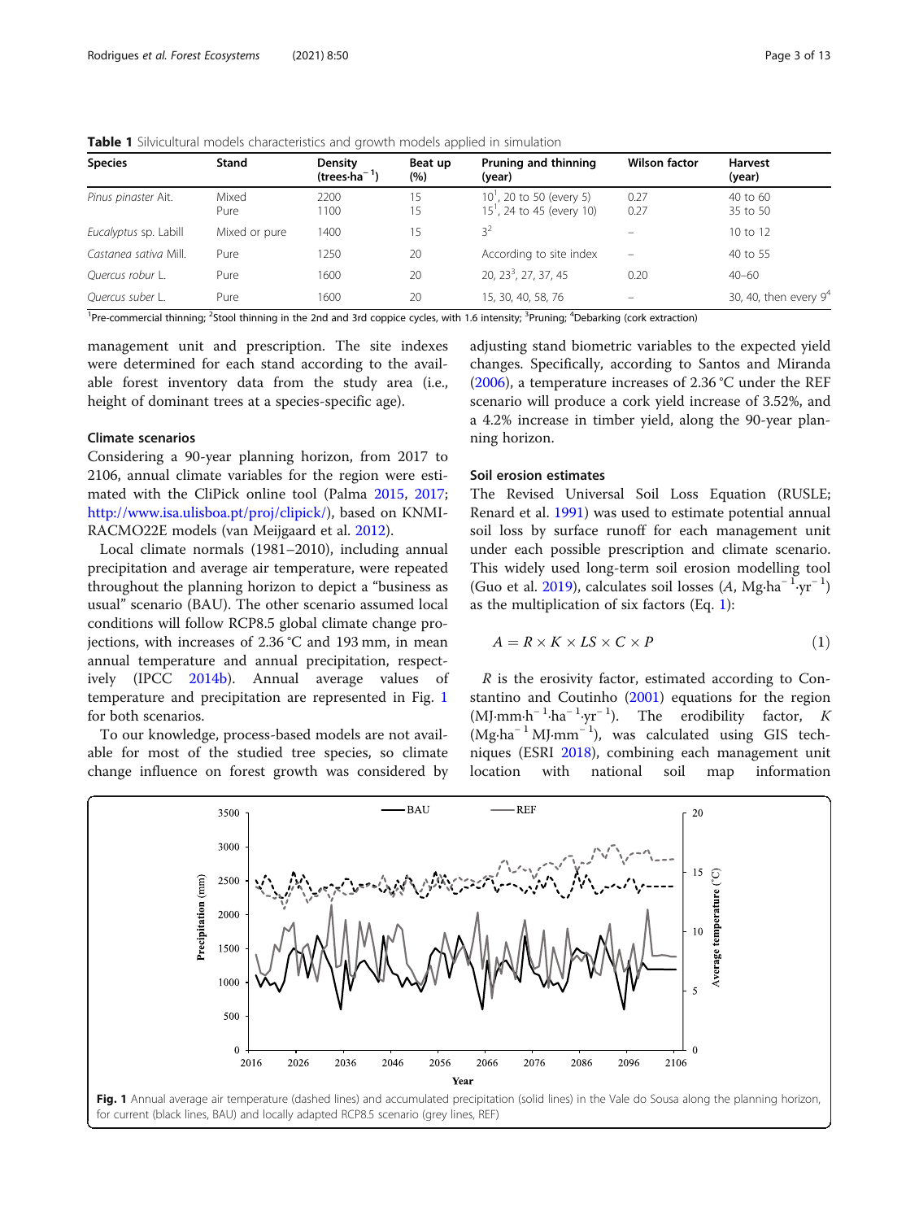**Table 1** Silvicultural models characteristics and growth models applied in simulation

| Species | Stand | Density (trees·ha$^{-1}$) | Beat up (%) | Pruning and thinning (year) | Wilson factor | Harvest (year) |
|---|---|---|---|---|---|---|
| *Pinus pinaster* Ait. | Mixed | 2200 | 15 | 10[1], 20 to 50 (every 5) | 0.27 | 40 to 60 |
| | Pure | 1100 | 15 | 15[1], 24 to 45 (every 10) | 0.27 | 35 to 50 |
| *Eucalyptus* sp. Labill | Mixed or pure | 1400 | 15 | 3[2] | – | 10 to 12 |
| *Castanea sativa* Mill. | Pure | 1250 | 20 | According to site index | – | 40 to 55 |
| *Quercus robur* L. | Pure | 1600 | 20 | 20, 23[3], 27, 37, 45 | 0.20 | 40–60 |
| *Quercus suber* L. | Pure | 1600 | 20 | 15, 30, 40, 58, 76 | – | 30, 40, then every 9[4] |

[1]Pre-commercial thinning; [2]Stool thinning in the 2nd and 3rd coppice cycles, with 1.6 intensity; [3]Pruning; [4]Debarking (cork extraction)

management unit and prescription. The site indexes were determined for each stand according to the available forest inventory data from the study area (i.e., height of dominant trees at a species-specific age).

### Climate scenarios

Considering a 90-year planning horizon, from 2017 to 2106, annual climate variables for the region were estimated with the CliPick online tool (Palma 2015, 2017; http://www.isa.ulisboa.pt/proj/clipick/), based on KNMI-RACMO22E models (van Meijgaard et al. 2012).

Local climate normals (1981–2010), including annual precipitation and average air temperature, were repeated throughout the planning horizon to depict a "business as usual" scenario (BAU). The other scenario assumed local conditions will follow RCP8.5 global climate change projections, with increases of 2.36 °C and 193 mm, in mean annual temperature and annual precipitation, respectively (IPCC 2014b). Annual average values of temperature and precipitation are represented in Fig. 1 for both scenarios.

To our knowledge, process-based models are not available for most of the studied tree species, so climate change influence on forest growth was considered by adjusting stand biometric variables to the expected yield changes. Specifically, according to Santos and Miranda (2006), a temperature increases of 2.36 °C under the REF scenario will produce a cork yield increase of 3.52%, and a 4.2% increase in timber yield, along the 90-year planning horizon.

### Soil erosion estimates

The Revised Universal Soil Loss Equation (RUSLE; Renard et al. 1991) was used to estimate potential annual soil loss by surface runoff for each management unit under each possible prescription and climate scenario. This widely used long-term soil erosion modelling tool (Guo et al. 2019), calculates soil losses ($A$, Mg·ha$^{-1}$·yr$^{-1}$) as the multiplication of six factors (Eq. 1):

$$A = R \times K \times LS \times C \times P \tag{1}$$

$R$ is the erosivity factor, estimated according to Constantino and Coutinho (2001) equations for the region (MJ·mm·h$^{-1}$·ha$^{-1}$·yr$^{-1}$). The erodibility factor, $K$ (Mg·ha$^{-1}$ MJ·mm$^{-1}$), was calculated using GIS techniques (ESRI 2018), combining each management unit location with national soil map information

**Fig. 1** Annual average air temperature (dashed lines) and accumulated precipitation (solid lines) in the Vale do Sousa along the planning horizon, for current (black lines, BAU) and locally adapted RCP8.5 scenario (grey lines, REF)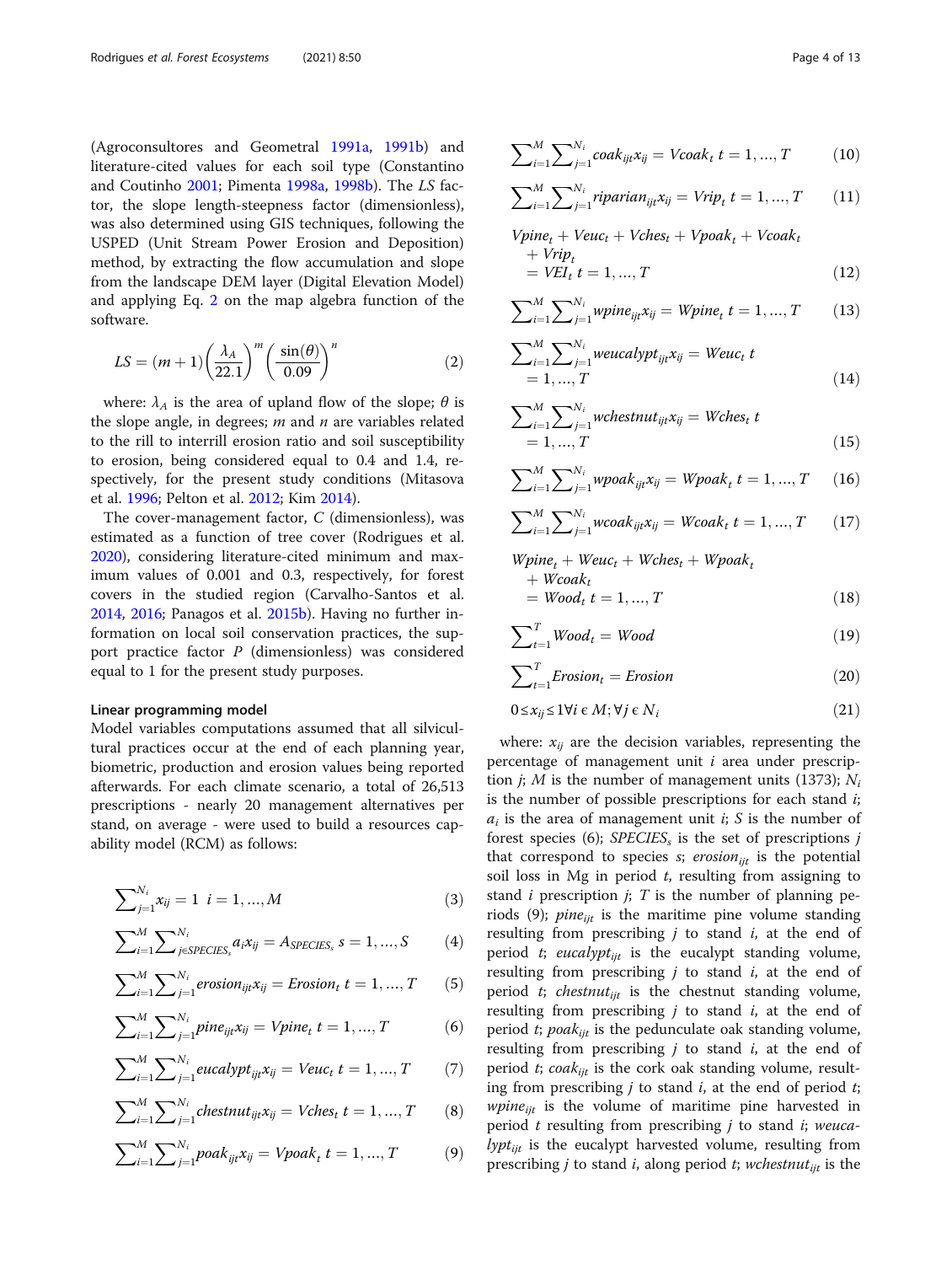(Agroconsultores and Geometral 1991a, 1991b) and literature-cited values for each soil type (Constantino and Coutinho 2001; Pimenta 1998a, 1998b). The $LS$ factor, the slope length-steepness factor (dimensionless), was also determined using GIS techniques, following the USPED (Unit Stream Power Erosion and Deposition) method, by extracting the flow accumulation and slope from the landscape DEM layer (Digital Elevation Model) and applying Eq. 2 on the map algebra function of the software.

$$LS = (m+1)\left(\frac{\lambda_A}{22.1}\right)^m \left(\frac{\sin(\theta)}{0.09}\right)^n \tag{2}$$

where: $\lambda_A$ is the area of upland flow of the slope; $\theta$ is the slope angle, in degrees; $m$ and $n$ are variables related to the rill to interrill erosion ratio and soil susceptibility to erosion, being considered equal to 0.4 and 1.4, respectively, for the present study conditions (Mitasova et al. 1996; Pelton et al. 2012; Kim 2014).

The cover-management factor, $C$ (dimensionless), was estimated as a function of tree cover (Rodrigues et al. 2020), considering literature-cited minimum and maximum values of 0.001 and 0.3, respectively, for forest covers in the studied region (Carvalho-Santos et al. 2014, 2016; Panagos et al. 2015b). Having no further information on local soil conservation practices, the support practice factor $P$ (dimensionless) was considered equal to 1 for the present study purposes.

#### Linear programming model

Model variables computations assumed that all silvicultural practices occur at the end of each planning year, biometric, production and erosion values being reported afterwards. For each climate scenario, a total of 26,513 prescriptions - nearly 20 management alternatives per stand, on average - were used to build a resources capability model (RCM) as follows:

$$\sum_{j=1}^{N_i} x_{ij} = 1 \quad i = 1, \dots, M \tag{3}$$

$$\sum_{i=1}^{M} \sum_{j \in SPECIES_s}^{N_i} a_i x_{ij} = A_{SPECIES_s} \quad s = 1, \dots, S \tag{4}$$

$$\sum_{i=1}^{M} \sum_{j=1}^{N_i} erosion_{ijt} x_{ij} = Erosion_t \quad t = 1, \dots, T \tag{5}$$

$$\sum_{i=1}^{M} \sum_{j=1}^{N_i} pine_{ijt} x_{ij} = Vpine_t \quad t = 1, \dots, T \tag{6}$$

$$\sum_{i=1}^{M} \sum_{j=1}^{N_i} eucalypt_{ijt} x_{ij} = Veuc_t \quad t = 1, \dots, T \tag{7}$$

$$\sum_{i=1}^{M} \sum_{j=1}^{N_i} chestnut_{ijt} x_{ij} = Vches_t \quad t = 1, \dots, T \tag{8}$$

$$\sum_{i=1}^{M} \sum_{j=1}^{N_i} poak_{ijt} x_{ij} = Vpoak_t \quad t = 1, \dots, T \tag{9}$$

$$\sum_{i=1}^{M} \sum_{j=1}^{N_i} coak_{ijt} x_{ij} = Vcoak_t \quad t = 1, \dots, T \tag{10}$$

$$\sum_{i=1}^{M} \sum_{j=1}^{N_i} riparian_{ijt} x_{ij} = Vrip_t \quad t = 1, \dots, T \tag{11}$$

$$Vpine_t + Veuc_t + Vches_t + Vpoak_t + Vcoak_t + Vrip_t = VEI_t \quad t = 1, \dots, T \tag{12}$$

$$\sum_{i=1}^{M} \sum_{j=1}^{N_i} wpine_{ijt} x_{ij} = Wpine_t \quad t = 1, \dots, T \tag{13}$$

$$\sum_{i=1}^{M} \sum_{j=1}^{N_i} weucalypt_{ijt} x_{ij} = Weuc_t \quad t = 1, \dots, T \tag{14}$$

$$\sum_{i=1}^{M} \sum_{j=1}^{N_i} wchestnut_{ijt} x_{ij} = Wches_t \quad t = 1, \dots, T \tag{15}$$

$$\sum_{i=1}^{M} \sum_{j=1}^{N_i} wpoak_{ijt} x_{ij} = Wpoak_t \quad t = 1, \dots, T \tag{16}$$

$$\sum_{i=1}^{M} \sum_{j=1}^{N_i} wcoak_{ijt} x_{ij} = Wcoak_t \quad t = 1, \dots, T \tag{17}$$

$$Wpine_t + Weuc_t + Wches_t + Wpoak_t + Wcoak_t = Wood_t \quad t = 1, \dots, T \tag{18}$$

$$\sum_{t=1}^{T} Wood_t = Wood \tag{19}$$

$$\sum_{t=1}^{T} Erosion_t = Erosion \tag{20}$$

$$0 \le x_{ij} \le 1 \, \forall i \in M; \forall j \in N_i \tag{21}$$

where: $x_{ij}$ are the decision variables, representing the percentage of management unit $i$ area under prescription $j$; $M$ is the number of management units (1373); $N_i$ is the number of possible prescriptions for each stand $i$; $a_i$ is the area of management unit $i$; $S$ is the number of forest species (6); $SPECIES_s$ is the set of prescriptions $j$ that correspond to species $s$; $erosion_{ijt}$ is the potential soil loss in Mg in period $t$, resulting from assigning to stand $i$ prescription $j$; $T$ is the number of planning periods (9); $pine_{ijt}$ is the maritime pine volume standing resulting from prescribing $j$ to stand $i$, at the end of period $t$; $eucalypt_{ijt}$ is the eucalypt standing volume, resulting from prescribing $j$ to stand $i$, at the end of period $t$; $chestnut_{ijt}$ is the chestnut standing volume, resulting from prescribing $j$ to stand $i$, at the end of period $t$; $poak_{ijt}$ is the pedunculate oak standing volume, resulting from prescribing $j$ to stand $i$, at the end of period $t$; $coak_{ijt}$ is the cork oak standing volume, resulting from prescribing $j$ to stand $i$, at the end of period $t$; $wpine_{ijt}$ is the volume of maritime pine harvested in period $t$ resulting from prescribing $j$ to stand $i$; $weucalypt_{ijt}$ is the eucalypt harvested volume, resulting from prescribing $j$ to stand $i$, along period $t$; $wchestnut_{ijt}$ is the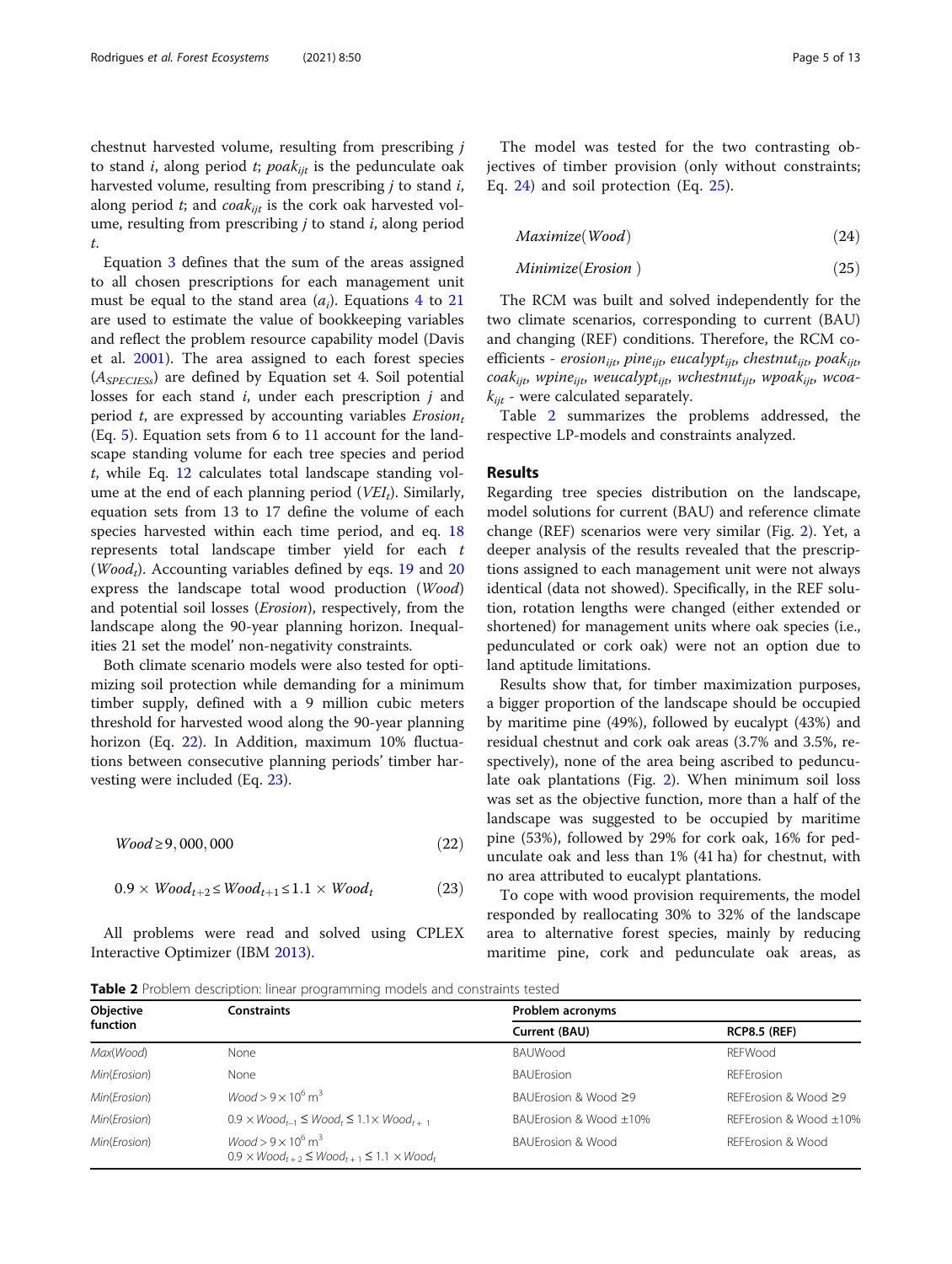chestnut harvested volume, resulting from prescribing $j$ to stand $i$, along period $t$; $poak_{ijt}$ is the pedunculate oak harvested volume, resulting from prescribing $j$ to stand $i$, along period $t$; and $coak_{ijt}$ is the cork oak harvested volume, resulting from prescribing $j$ to stand $i$, along period $t$.

Equation 3 defines that the sum of the areas assigned to all chosen prescriptions for each management unit must be equal to the stand area ($a_i$). Equations 4 to 21 are used to estimate the value of bookkeeping variables and reflect the problem resource capability model (Davis et al. 2001). The area assigned to each forest species ($A_{SPECIESs}$) are defined by Equation set 4. Soil potential losses for each stand $i$, under each prescription $j$ and period $t$, are expressed by accounting variables $Erosion_t$ (Eq. 5). Equation sets from 6 to 11 account for the landscape standing volume for each tree species and period $t$, while Eq. 12 calculates total landscape standing volume at the end of each planning period ($VEI_t$). Similarly, equation sets from 13 to 17 define the volume of each species harvested within each time period, and eq. 18 represents total landscape timber yield for each $t$ ($Wood_t$). Accounting variables defined by eqs. 19 and 20 express the landscape total wood production ($Wood$) and potential soil losses ($Erosion$), respectively, from the landscape along the 90-year planning horizon. Inequalities 21 set the model' non-negativity constraints.

Both climate scenario models were also tested for optimizing soil protection while demanding for a minimum timber supply, defined with a 9 million cubic meters threshold for harvested wood along the 90-year planning horizon (Eq. 22). In Addition, maximum 10% fluctuations between consecutive planning periods' timber harvesting were included (Eq. 23).

$$Wood \geq 9,000,000 \tag{22}$$

$$0.9 \times Wood_{t+2} \leq Wood_{t+1} \leq 1.1 \times Wood_t \tag{23}$$

All problems were read and solved using CPLEX Interactive Optimizer (IBM 2013).

The model was tested for the two contrasting objectives of timber provision (only without constraints; Eq. 24) and soil protection (Eq. 25).

$$Maximize(Wood) \tag{24}$$

$$Minimize(Erosion) \tag{25}$$

The RCM was built and solved independently for the two climate scenarios, corresponding to current (BAU) and changing (REF) conditions. Therefore, the RCM coefficients - $erosion_{ijt}$, $pine_{ijt}$, $eucalypt_{ijt}$, $chestnut_{ijt}$, $poak_{ijt}$, $coak_{ijt}$, $wpine_{ijt}$, $weucalypt_{ijt}$, $wchestnut_{ijt}$, $wpoak_{ijt}$, $wcoak_{ijt}$ - were calculated separately.

Table 2 summarizes the problems addressed, the respective LP-models and constraints analyzed.

## Results

Regarding tree species distribution on the landscape, model solutions for current (BAU) and reference climate change (REF) scenarios were very similar (Fig. 2). Yet, a deeper analysis of the results revealed that the prescriptions assigned to each management unit were not always identical (data not showed). Specifically, in the REF solution, rotation lengths were changed (either extended or shortened) for management units where oak species (i.e., pedunculated or cork oak) were not an option due to land aptitude limitations.

Results show that, for timber maximization purposes, a bigger proportion of the landscape should be occupied by maritime pine (49%), followed by eucalypt (43%) and residual chestnut and cork oak areas (3.7% and 3.5%, respectively), none of the area being ascribed to pedunculate oak plantations (Fig. 2). When minimum soil loss was set as the objective function, more than a half of the landscape was suggested to be occupied by maritime pine (53%), followed by 29% for cork oak, 16% for pedunculate oak and less than 1% (41 ha) for chestnut, with no area attributed to eucalypt plantations.

To cope with wood provision requirements, the model responded by reallocating 30% to 32% of the landscape area to alternative forest species, mainly by reducing maritime pine, cork and pedunculate oak areas, as

**Table 2** Problem description: linear programming models and constraints tested

| Objective function | Constraints | Problem acronyms | |
|---|---|---|---|
| | | Current (BAU) | RCP8.5 (REF) |
| *Max(Wood)* | None | BAUWood | REFWood |
| *Min(Erosion)* | None | BAUErosion | REFErosion |
| *Min(Erosion)* | $Wood > 9 \times 10^6$ m$^3$ | BAUErosion & Wood ≥9 | REFErosion & Wood ≥9 |
| *Min(Erosion)* | $0.9 \times Wood_{t-1} \leq Wood_t \leq 1.1 \times Wood_{t+1}$ | BAUErosion & Wood ±10% | REFErosion & Wood ±10% |
| *Min(Erosion)* | $Wood > 9 \times 10^6$ m$^3$ $0.9 \times Wood_{t+2} \leq Wood_{t+1} \leq 1.1 \times Wood_t$ | BAUErosion & Wood | REFErosion & Wood |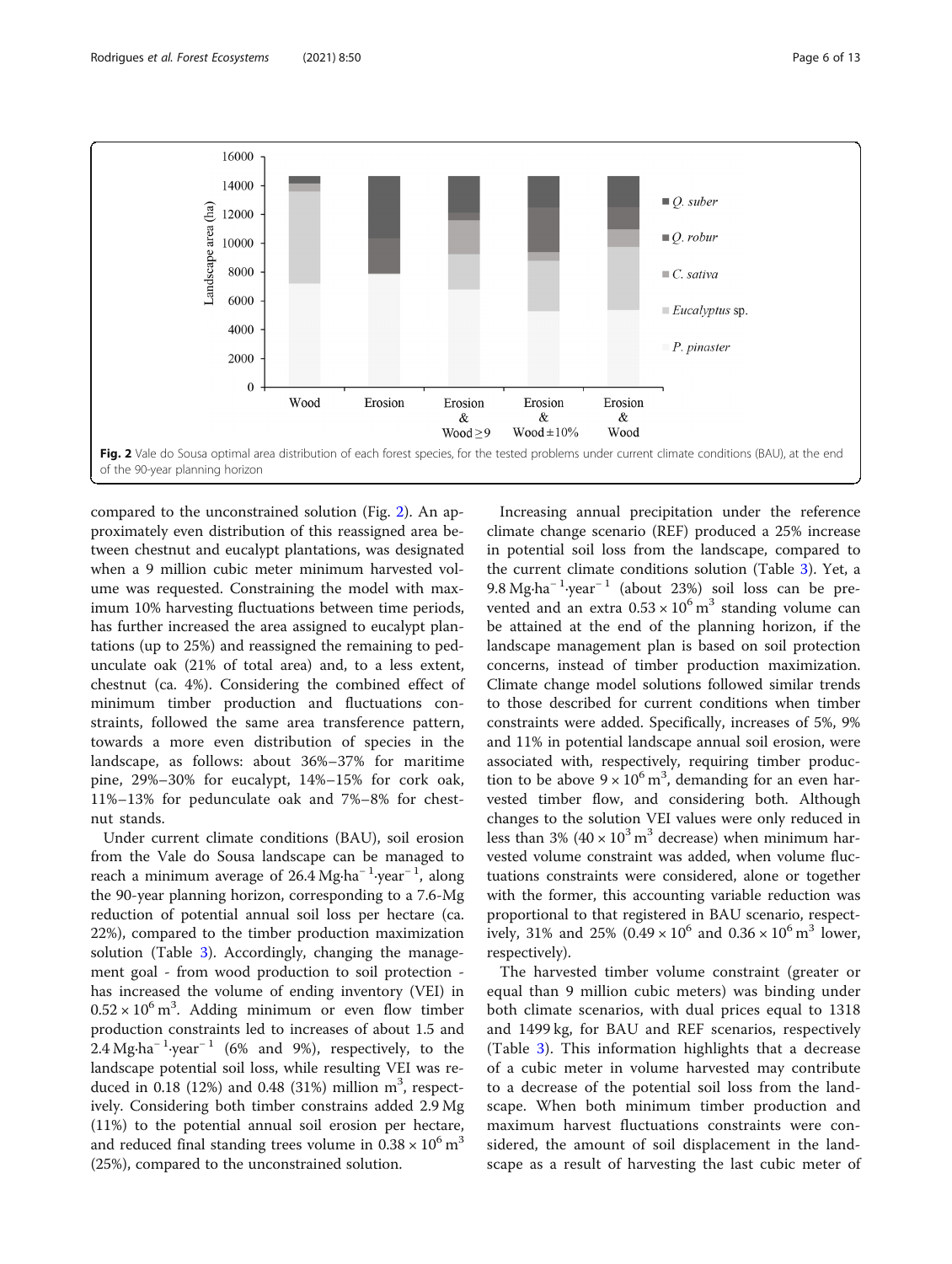Fig. 2 Vale do Sousa optimal area distribution of each forest species, for the tested problems under current climate conditions (BAU), at the end of the 90-year planning horizon

compared to the unconstrained solution (Fig. 2). An approximately even distribution of this reassigned area between chestnut and eucalypt plantations, was designated when a 9 million cubic meter minimum harvested volume was requested. Constraining the model with maximum 10% harvesting fluctuations between time periods, has further increased the area assigned to eucalypt plantations (up to 25%) and reassigned the remaining to pedunculate oak (21% of total area) and, to a less extent, chestnut (ca. 4%). Considering the combined effect of minimum timber production and fluctuations constraints, followed the same area transference pattern, towards a more even distribution of species in the landscape, as follows: about 36%–37% for maritime pine, 29%–30% for eucalypt, 14%–15% for cork oak, 11%–13% for pedunculate oak and 7%–8% for chestnut stands.

Under current climate conditions (BAU), soil erosion from the Vale do Sousa landscape can be managed to reach a minimum average of 26.4 $Mg{\cdot}ha^{-1}{\cdot}year^{-1}$, along the 90-year planning horizon, corresponding to a 7.6-Mg reduction of potential annual soil loss per hectare (ca. 22%), compared to the timber production maximization solution (Table 3). Accordingly, changing the management goal - from wood production to soil protection - has increased the volume of ending inventory (VEI) in $0.52 \times 10^6\,m^3$. Adding minimum or even flow timber production constraints led to increases of about 1.5 and 2.4 $Mg{\cdot}ha^{-1}{\cdot}year^{-1}$ (6% and 9%), respectively, to the landscape potential soil loss, while resulting VEI was reduced in 0.18 (12%) and 0.48 (31%) million $m^3$, respectively. Considering both timber constrains added 2.9 Mg (11%) to the potential annual soil erosion per hectare, and reduced final standing trees volume in $0.38 \times 10^6\,m^3$ (25%), compared to the unconstrained solution.

Increasing annual precipitation under the reference climate change scenario (REF) produced a 25% increase in potential soil loss from the landscape, compared to the current climate conditions solution (Table 3). Yet, a 9.8 $Mg{\cdot}ha^{-1}{\cdot}year^{-1}$ (about 23%) soil loss can be prevented and an extra $0.53 \times 10^6\,m^3$ standing volume can be attained at the end of the planning horizon, if the landscape management plan is based on soil protection concerns, instead of timber production maximization. Climate change model solutions followed similar trends to those described for current conditions when timber constraints were added. Specifically, increases of 5%, 9% and 11% in potential landscape annual soil erosion, were associated with, respectively, requiring timber production to be above $9 \times 10^6\,m^3$, demanding for an even harvested timber flow, and considering both. Although changes to the solution VEI values were only reduced in less than 3% ($40 \times 10^3\,m^3$ decrease) when minimum harvested volume constraint was added, when volume fluctuations constraints were considered, alone or together with the former, this accounting variable reduction was proportional to that registered in BAU scenario, respectively, 31% and 25% ($0.49 \times 10^6$ and $0.36 \times 10^6\,m^3$ lower, respectively).

The harvested timber volume constraint (greater or equal than 9 million cubic meters) was binding under both climate scenarios, with dual prices equal to 1318 and 1499 kg, for BAU and REF scenarios, respectively (Table 3). This information highlights that a decrease of a cubic meter in volume harvested may contribute to a decrease of the potential soil loss from the landscape. When both minimum timber production and maximum harvest fluctuations constraints were considered, the amount of soil displacement in the landscape as a result of harvesting the last cubic meter of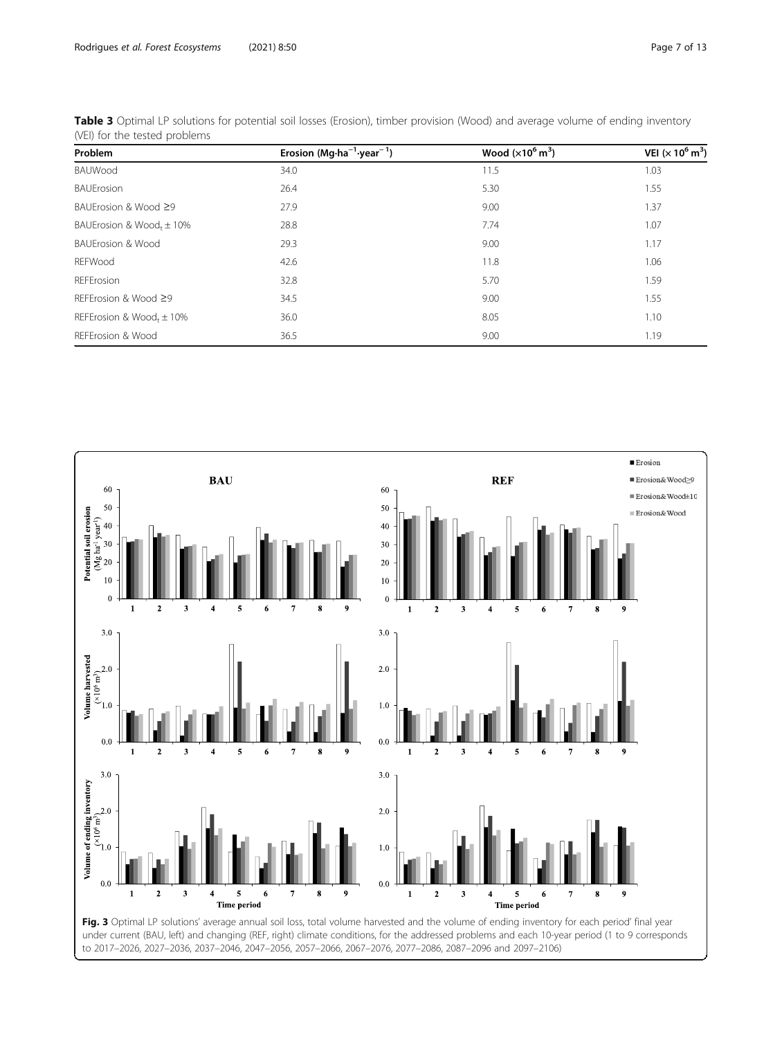**Table 3** Optimal LP solutions for potential soil losses (Erosion), timber provision (Wood) and average volume of ending inventory (VEI) for the tested problems

| Problem | Erosion ($Mg \cdot ha^{-1} \cdot year^{-1}$) | Wood ($\times 10^6\ m^3$) | VEI ($\times 10^6\ m^3$) |
|---|---|---|---|
| BAUWood | 34.0 | 11.5 | 1.03 |
| BAUErosion | 26.4 | 5.30 | 1.55 |
| BAUErosion & Wood ≥9 | 27.9 | 9.00 | 1.37 |
| BAUErosion & Wood$_t$ ± 10% | 28.8 | 7.74 | 1.07 |
| BAUErosion & Wood | 29.3 | 9.00 | 1.17 |
| REFWood | 42.6 | 11.8 | 1.06 |
| REFErosion | 32.8 | 5.70 | 1.59 |
| REFErosion & Wood ≥9 | 34.5 | 9.00 | 1.55 |
| REFErosion & Wood$_t$ ± 10% | 36.0 | 8.05 | 1.10 |
| REFErosion & Wood | 36.5 | 9.00 | 1.19 |

**Fig. 3** Optimal LP solutions' average annual soil loss, total volume harvested and the volume of ending inventory for each period' final year under current (BAU, left) and changing (REF, right) climate conditions, for the addressed problems and each 10-year period (1 to 9 corresponds to 2017–2026, 2027–2036, 2037–2046, 2047–2056, 2057–2066, 2067–2076, 2077–2086, 2087–2096 and 2097–2106)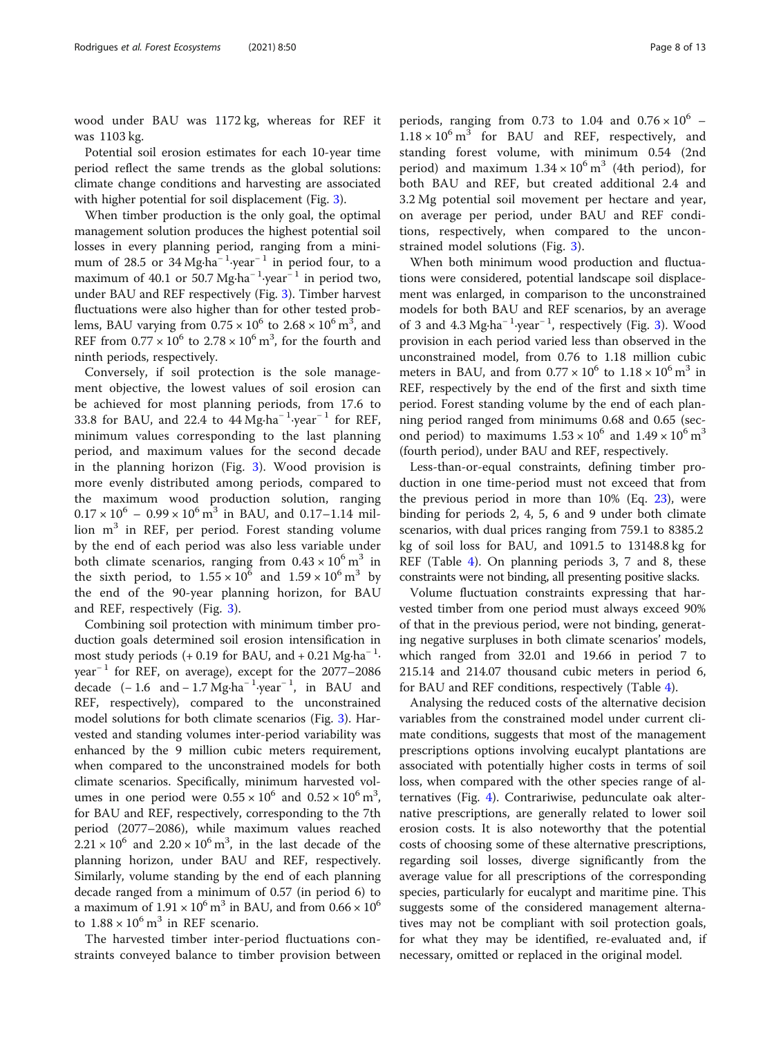wood under BAU was 1172 kg, whereas for REF it was 1103 kg.

Potential soil erosion estimates for each 10-year time period reflect the same trends as the global solutions: climate change conditions and harvesting are associated with higher potential for soil displacement (Fig. 3).

When timber production is the only goal, the optimal management solution produces the highest potential soil losses in every planning period, ranging from a minimum of 28.5 or 34 $Mg{\cdot}ha^{-1}{\cdot}year^{-1}$ in period four, to a maximum of 40.1 or 50.7 $Mg{\cdot}ha^{-1}{\cdot}year^{-1}$ in period two, under BAU and REF respectively (Fig. 3). Timber harvest fluctuations were also higher than for other tested problems, BAU varying from $0.75 \times 10^6$ to $2.68 \times 10^6\,m^3$, and REF from $0.77 \times 10^6$ to $2.78 \times 10^6\,m^3$, for the fourth and ninth periods, respectively.

Conversely, if soil protection is the sole management objective, the lowest values of soil erosion can be achieved for most planning periods, from 17.6 to 33.8 for BAU, and 22.4 to 44 $Mg{\cdot}ha^{-1}{\cdot}year^{-1}$ for REF, minimum values corresponding to the last planning period, and maximum values for the second decade in the planning horizon (Fig. 3). Wood provision is more evenly distributed among periods, compared to the maximum wood production solution, ranging $0.17 \times 10^6$ – $0.99 \times 10^6\,m^3$ in BAU, and 0.17–1.14 million $m^3$ in REF, per period. Forest standing volume by the end of each period was also less variable under both climate scenarios, ranging from $0.43 \times 10^6\,m^3$ in the sixth period, to $1.55 \times 10^6$ and $1.59 \times 10^6\,m^3$ by the end of the 90-year planning horizon, for BAU and REF, respectively (Fig. 3).

Combining soil protection with minimum timber production goals determined soil erosion intensification in most study periods (+ 0.19 for BAU, and + 0.21 $Mg{\cdot}ha^{-1}{\cdot}year^{-1}$ for REF, on average), except for the 2077–2086 decade (− 1.6 and − 1.7 $Mg{\cdot}ha^{-1}{\cdot}year^{-1}$, in BAU and REF, respectively), compared to the unconstrained model solutions for both climate scenarios (Fig. 3). Harvested and standing volumes inter-period variability was enhanced by the 9 million cubic meters requirement, when compared to the unconstrained models for both climate scenarios. Specifically, minimum harvested volumes in one period were $0.55 \times 10^6$ and $0.52 \times 10^6\,m^3$, for BAU and REF, respectively, corresponding to the 7th period (2077–2086), while maximum values reached $2.21 \times 10^6$ and $2.20 \times 10^6\,m^3$, in the last decade of the planning horizon, under BAU and REF, respectively. Similarly, volume standing by the end of each planning decade ranged from a minimum of 0.57 (in period 6) to a maximum of $1.91 \times 10^6\,m^3$ in BAU, and from $0.66 \times 10^6$ to $1.88 \times 10^6\,m^3$ in REF scenario.

The harvested timber inter-period fluctuations constraints conveyed balance to timber provision between periods, ranging from 0.73 to 1.04 and $0.76 \times 10^6$ – $1.18 \times 10^6\,m^3$ for BAU and REF, respectively, and standing forest volume, with minimum 0.54 (2nd period) and maximum $1.34 \times 10^6\,m^3$ (4th period), for both BAU and REF, but created additional 2.4 and 3.2 Mg potential soil movement per hectare and year, on average per period, under BAU and REF conditions, respectively, when compared to the unconstrained model solutions (Fig. 3).

When both minimum wood production and fluctuations were considered, potential landscape soil displacement was enlarged, in comparison to the unconstrained models for both BAU and REF scenarios, by an average of 3 and 4.3 $Mg{\cdot}ha^{-1}{\cdot}year^{-1}$, respectively (Fig. 3). Wood provision in each period varied less than observed in the unconstrained model, from 0.76 to 1.18 million cubic meters in BAU, and from $0.77 \times 10^6$ to $1.18 \times 10^6\,m^3$ in REF, respectively by the end of the first and sixth time period. Forest standing volume by the end of each planning period ranged from minimums 0.68 and 0.65 (second period) to maximums $1.53 \times 10^6$ and $1.49 \times 10^6\,m^3$ (fourth period), under BAU and REF, respectively.

Less-than-or-equal constraints, defining timber production in one time-period must not exceed that from the previous period in more than 10% (Eq. 23), were binding for periods 2, 4, 5, 6 and 9 under both climate scenarios, with dual prices ranging from 759.1 to 8385.2 kg of soil loss for BAU, and 1091.5 to 13148.8 kg for REF (Table 4). On planning periods 3, 7 and 8, these constraints were not binding, all presenting positive slacks.

Volume fluctuation constraints expressing that harvested timber from one period must always exceed 90% of that in the previous period, were not binding, generating negative surpluses in both climate scenarios' models, which ranged from 32.01 and 19.66 in period 7 to 215.14 and 214.07 thousand cubic meters in period 6, for BAU and REF conditions, respectively (Table 4).

Analysing the reduced costs of the alternative decision variables from the constrained model under current climate conditions, suggests that most of the management prescriptions options involving eucalypt plantations are associated with potentially higher costs in terms of soil loss, when compared with the other species range of alternatives (Fig. 4). Contrariwise, pedunculate oak alternative prescriptions, are generally related to lower soil erosion costs. It is also noteworthy that the potential costs of choosing some of these alternative prescriptions, regarding soil losses, diverge significantly from the average value for all prescriptions of the corresponding species, particularly for eucalypt and maritime pine. This suggests some of the considered management alternatives may not be compliant with soil protection goals, for what they may be identified, re-evaluated and, if necessary, omitted or replaced in the original model.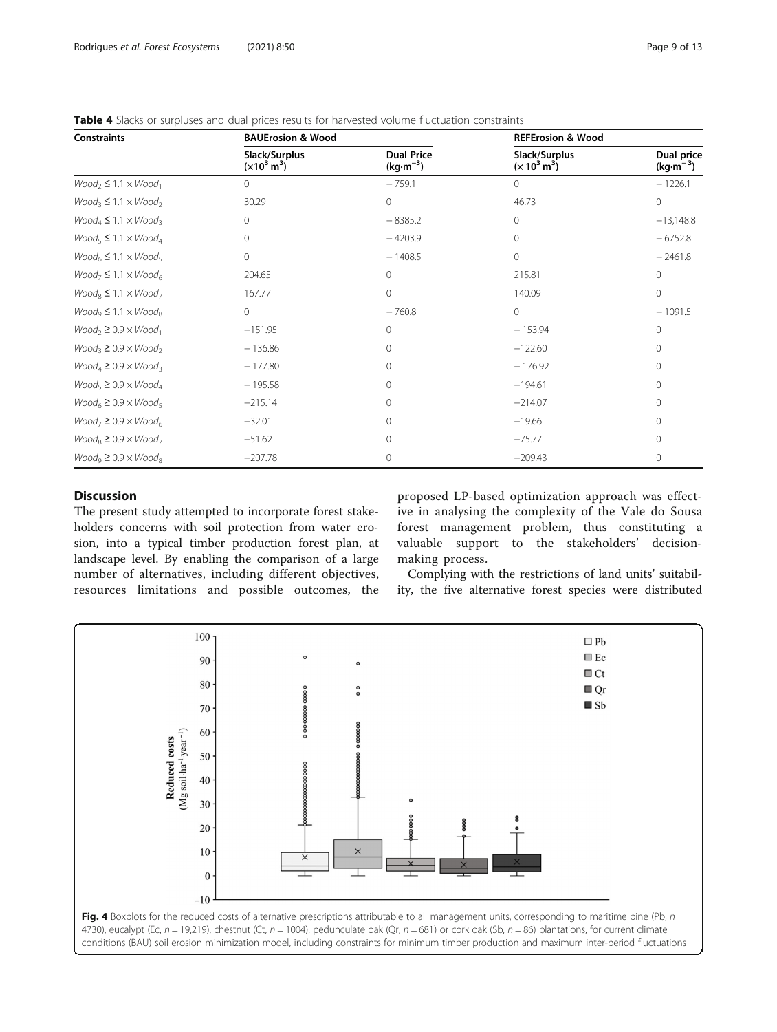**Table 4** Slacks or surpluses and dual prices results for harvested volume fluctuation constraints

| Constraints | BAUErosion & Wood | | REFErosion & Wood | |
|---|---|---|---|---|
| | Slack/Surplus ($\times 10^3$ m$^3$) | Dual Price (kg·m$^{-3}$) | Slack/Surplus ($\times 10^3$ m$^3$) | Dual price (kg·m$^{-3}$) |
| $Wood_2 \leq 1.1 \times Wood_1$ | 0 | − 759.1 | 0 | − 1226.1 |
| $Wood_3 \leq 1.1 \times Wood_2$ | 30.29 | 0 | 46.73 | 0 |
| $Wood_4 \leq 1.1 \times Wood_3$ | 0 | − 8385.2 | 0 | −13,148.8 |
| $Wood_5 \leq 1.1 \times Wood_4$ | 0 | − 4203.9 | 0 | − 6752.8 |
| $Wood_6 \leq 1.1 \times Wood_5$ | 0 | − 1408.5 | 0 | − 2461.8 |
| $Wood_7 \leq 1.1 \times Wood_6$ | 204.65 | 0 | 215.81 | 0 |
| $Wood_8 \leq 1.1 \times Wood_7$ | 167.77 | 0 | 140.09 | 0 |
| $Wood_9 \leq 1.1 \times Wood_8$ | 0 | − 760.8 | 0 | − 1091.5 |
| $Wood_2 \geq 0.9 \times Wood_1$ | −151.95 | 0 | − 153.94 | 0 |
| $Wood_3 \geq 0.9 \times Wood_2$ | − 136.86 | 0 | −122.60 | 0 |
| $Wood_4 \geq 0.9 \times Wood_3$ | − 177.80 | 0 | − 176.92 | 0 |
| $Wood_5 \geq 0.9 \times Wood_4$ | − 195.58 | 0 | −194.61 | 0 |
| $Wood_6 \geq 0.9 \times Wood_5$ | −215.14 | 0 | −214.07 | 0 |
| $Wood_7 \geq 0.9 \times Wood_6$ | −32.01 | 0 | −19.66 | 0 |
| $Wood_8 \geq 0.9 \times Wood_7$ | −51.62 | 0 | −75.77 | 0 |
| $Wood_9 \geq 0.9 \times Wood_8$ | −207.78 | 0 | −209.43 | 0 |

## Discussion

The present study attempted to incorporate forest stakeholders concerns with soil protection from water erosion, into a typical timber production forest plan, at landscape level. By enabling the comparison of a large number of alternatives, including different objectives, resources limitations and possible outcomes, the proposed LP-based optimization approach was effective in analysing the complexity of the Vale do Sousa forest management problem, thus constituting a valuable support to the stakeholders' decision-making process.

Complying with the restrictions of land units' suitability, the five alternative forest species were distributed

**Fig. 4** Boxplots for the reduced costs of alternative prescriptions attributable to all management units, corresponding to maritime pine (Pb, $n$ = 4730), eucalypt (Ec, $n$ = 19,219), chestnut (Ct, $n$ = 1004), pedunculate oak (Qr, $n$ = 681) or cork oak (Sb, $n$ = 86) plantations, for current climate conditions (BAU) soil erosion minimization model, including constraints for minimum timber production and maximum inter-period fluctuations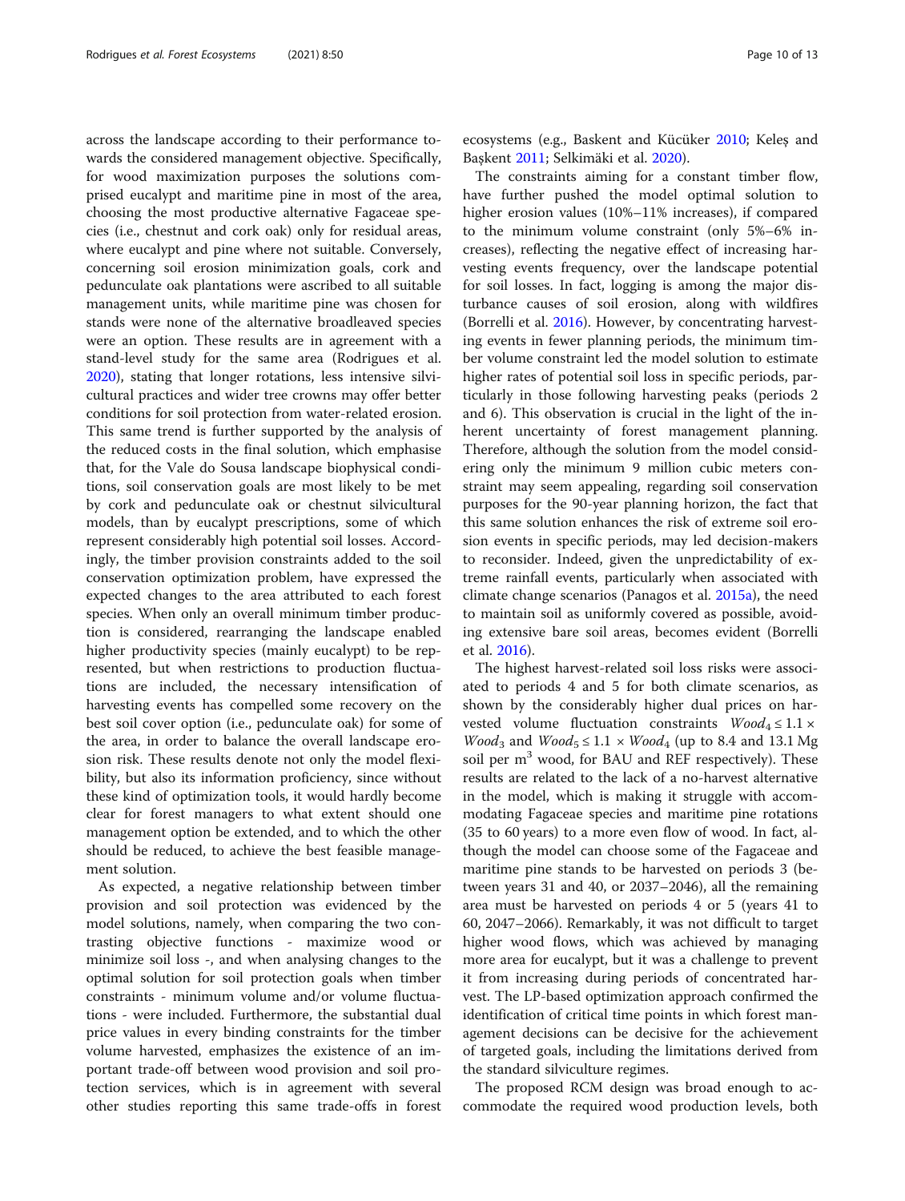across the landscape according to their performance towards the considered management objective. Specifically, for wood maximization purposes the solutions comprised eucalypt and maritime pine in most of the area, choosing the most productive alternative Fagaceae species (i.e., chestnut and cork oak) only for residual areas, where eucalypt and pine where not suitable. Conversely, concerning soil erosion minimization goals, cork and pedunculate oak plantations were ascribed to all suitable management units, while maritime pine was chosen for stands were none of the alternative broadleaved species were an option. These results are in agreement with a stand-level study for the same area (Rodrigues et al. 2020), stating that longer rotations, less intensive silvicultural practices and wider tree crowns may offer better conditions for soil protection from water-related erosion. This same trend is further supported by the analysis of the reduced costs in the final solution, which emphasise that, for the Vale do Sousa landscape biophysical conditions, soil conservation goals are most likely to be met by cork and pedunculate oak or chestnut silvicultural models, than by eucalypt prescriptions, some of which represent considerably high potential soil losses. Accordingly, the timber provision constraints added to the soil conservation optimization problem, have expressed the expected changes to the area attributed to each forest species. When only an overall minimum timber production is considered, rearranging the landscape enabled higher productivity species (mainly eucalypt) to be represented, but when restrictions to production fluctuations are included, the necessary intensification of harvesting events has compelled some recovery on the best soil cover option (i.e., pedunculate oak) for some of the area, in order to balance the overall landscape erosion risk. These results denote not only the model flexibility, but also its information proficiency, since without these kind of optimization tools, it would hardly become clear for forest managers to what extent should one management option be extended, and to which the other should be reduced, to achieve the best feasible management solution.

As expected, a negative relationship between timber provision and soil protection was evidenced by the model solutions, namely, when comparing the two contrasting objective functions - maximize wood or minimize soil loss -, and when analysing changes to the optimal solution for soil protection goals when timber constraints - minimum volume and/or volume fluctuations - were included. Furthermore, the substantial dual price values in every binding constraints for the timber volume harvested, emphasizes the existence of an important trade-off between wood provision and soil protection services, which is in agreement with several other studies reporting this same trade-offs in forest ecosystems (e.g., Baskent and Kücüker 2010; Keleş and Başkent 2011; Selkimäki et al. 2020).

The constraints aiming for a constant timber flow, have further pushed the model optimal solution to higher erosion values (10%–11% increases), if compared to the minimum volume constraint (only 5%–6% increases), reflecting the negative effect of increasing harvesting events frequency, over the landscape potential for soil losses. In fact, logging is among the major disturbance causes of soil erosion, along with wildfires (Borrelli et al. 2016). However, by concentrating harvesting events in fewer planning periods, the minimum timber volume constraint led the model solution to estimate higher rates of potential soil loss in specific periods, particularly in those following harvesting peaks (periods 2 and 6). This observation is crucial in the light of the inherent uncertainty of forest management planning. Therefore, although the solution from the model considering only the minimum 9 million cubic meters constraint may seem appealing, regarding soil conservation purposes for the 90-year planning horizon, the fact that this same solution enhances the risk of extreme soil erosion events in specific periods, may led decision-makers to reconsider. Indeed, given the unpredictability of extreme rainfall events, particularly when associated with climate change scenarios (Panagos et al. 2015a), the need to maintain soil as uniformly covered as possible, avoiding extensive bare soil areas, becomes evident (Borrelli et al. 2016).

The highest harvest-related soil loss risks were associated to periods 4 and 5 for both climate scenarios, as shown by the considerably higher dual prices on harvested volume fluctuation constraints $Wood_4 \leq 1.1 \times Wood_3$ and $Wood_5 \leq 1.1 \times Wood_4$ (up to 8.4 and 13.1 Mg soil per $m^3$ wood, for BAU and REF respectively). These results are related to the lack of a no-harvest alternative in the model, which is making it struggle with accommodating Fagaceae species and maritime pine rotations (35 to 60 years) to a more even flow of wood. In fact, although the model can choose some of the Fagaceae and maritime pine stands to be harvested on periods 3 (between years 31 and 40, or 2037–2046), all the remaining area must be harvested on periods 4 or 5 (years 41 to 60, 2047–2066). Remarkably, it was not difficult to target higher wood flows, which was achieved by managing more area for eucalypt, but it was a challenge to prevent it from increasing during periods of concentrated harvest. The LP-based optimization approach confirmed the identification of critical time points in which forest management decisions can be decisive for the achievement of targeted goals, including the limitations derived from the standard silviculture regimes.

The proposed RCM design was broad enough to accommodate the required wood production levels, both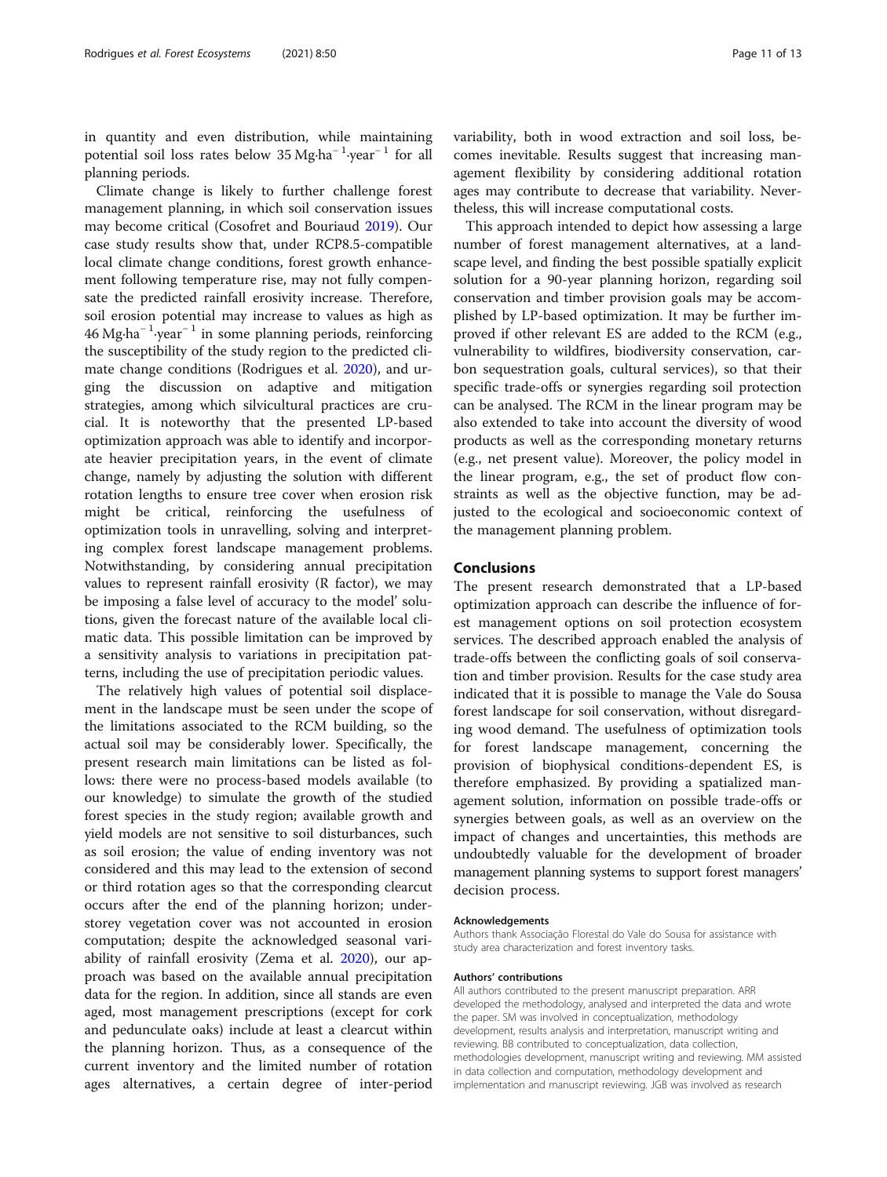in quantity and even distribution, while maintaining potential soil loss rates below 35 $Mg{\cdot}ha^{-1}{\cdot}year^{-1}$ for all planning periods.

Climate change is likely to further challenge forest management planning, in which soil conservation issues may become critical (Cosofret and Bouriaud 2019). Our case study results show that, under RCP8.5-compatible local climate change conditions, forest growth enhancement following temperature rise, may not fully compensate the predicted rainfall erosivity increase. Therefore, soil erosion potential may increase to values as high as 46 $Mg{\cdot}ha^{-1}{\cdot}year^{-1}$ in some planning periods, reinforcing the susceptibility of the study region to the predicted climate change conditions (Rodrigues et al. 2020), and urging the discussion on adaptive and mitigation strategies, among which silvicultural practices are crucial. It is noteworthy that the presented LP-based optimization approach was able to identify and incorporate heavier precipitation years, in the event of climate change, namely by adjusting the solution with different rotation lengths to ensure tree cover when erosion risk might be critical, reinforcing the usefulness of optimization tools in unravelling, solving and interpreting complex forest landscape management problems. Notwithstanding, by considering annual precipitation values to represent rainfall erosivity (R factor), we may be imposing a false level of accuracy to the model' solutions, given the forecast nature of the available local climatic data. This possible limitation can be improved by a sensitivity analysis to variations in precipitation patterns, including the use of precipitation periodic values.

The relatively high values of potential soil displacement in the landscape must be seen under the scope of the limitations associated to the RCM building, so the actual soil may be considerably lower. Specifically, the present research main limitations can be listed as follows: there were no process-based models available (to our knowledge) to simulate the growth of the studied forest species in the study region; available growth and yield models are not sensitive to soil disturbances, such as soil erosion; the value of ending inventory was not considered and this may lead to the extension of second or third rotation ages so that the corresponding clearcut occurs after the end of the planning horizon; understorey vegetation cover was not accounted in erosion computation; despite the acknowledged seasonal variability of rainfall erosivity (Zema et al. 2020), our approach was based on the available annual precipitation data for the region. In addition, since all stands are even aged, most management prescriptions (except for cork and pedunculate oaks) include at least a clearcut within the planning horizon. Thus, as a consequence of the current inventory and the limited number of rotation ages alternatives, a certain degree of inter-period variability, both in wood extraction and soil loss, becomes inevitable. Results suggest that increasing management flexibility by considering additional rotation ages may contribute to decrease that variability. Nevertheless, this will increase computational costs.

This approach intended to depict how assessing a large number of forest management alternatives, at a landscape level, and finding the best possible spatially explicit solution for a 90-year planning horizon, regarding soil conservation and timber provision goals may be accomplished by LP-based optimization. It may be further improved if other relevant ES are added to the RCM (e.g., vulnerability to wildfires, biodiversity conservation, carbon sequestration goals, cultural services), so that their specific trade-offs or synergies regarding soil protection can be analysed. The RCM in the linear program may be also extended to take into account the diversity of wood products as well as the corresponding monetary returns (e.g., net present value). Moreover, the policy model in the linear program, e.g., the set of product flow constraints as well as the objective function, may be adjusted to the ecological and socioeconomic context of the management planning problem.

## Conclusions

The present research demonstrated that a LP-based optimization approach can describe the influence of forest management options on soil protection ecosystem services. The described approach enabled the analysis of trade-offs between the conflicting goals of soil conservation and timber provision. Results for the case study area indicated that it is possible to manage the Vale do Sousa forest landscape for soil conservation, without disregarding wood demand. The usefulness of optimization tools for forest landscape management, concerning the provision of biophysical conditions-dependent ES, is therefore emphasized. By providing a spatialized management solution, information on possible trade-offs or synergies between goals, as well as an overview on the impact of changes and uncertainties, this methods are undoubtedly valuable for the development of broader management planning systems to support forest managers' decision process.

#### Acknowledgements

Authors thank Associação Florestal do Vale do Sousa for assistance with study area characterization and forest inventory tasks.

#### Authors' contributions

All authors contributed to the present manuscript preparation. ARR developed the methodology, analysed and interpreted the data and wrote the paper. SM was involved in conceptualization, methodology development, results analysis and interpretation, manuscript writing and reviewing. BB contributed to conceptualization, data collection, methodologies development, manuscript writing and reviewing. MM assisted in data collection and computation, methodology development and implementation and manuscript reviewing. JGB was involved as research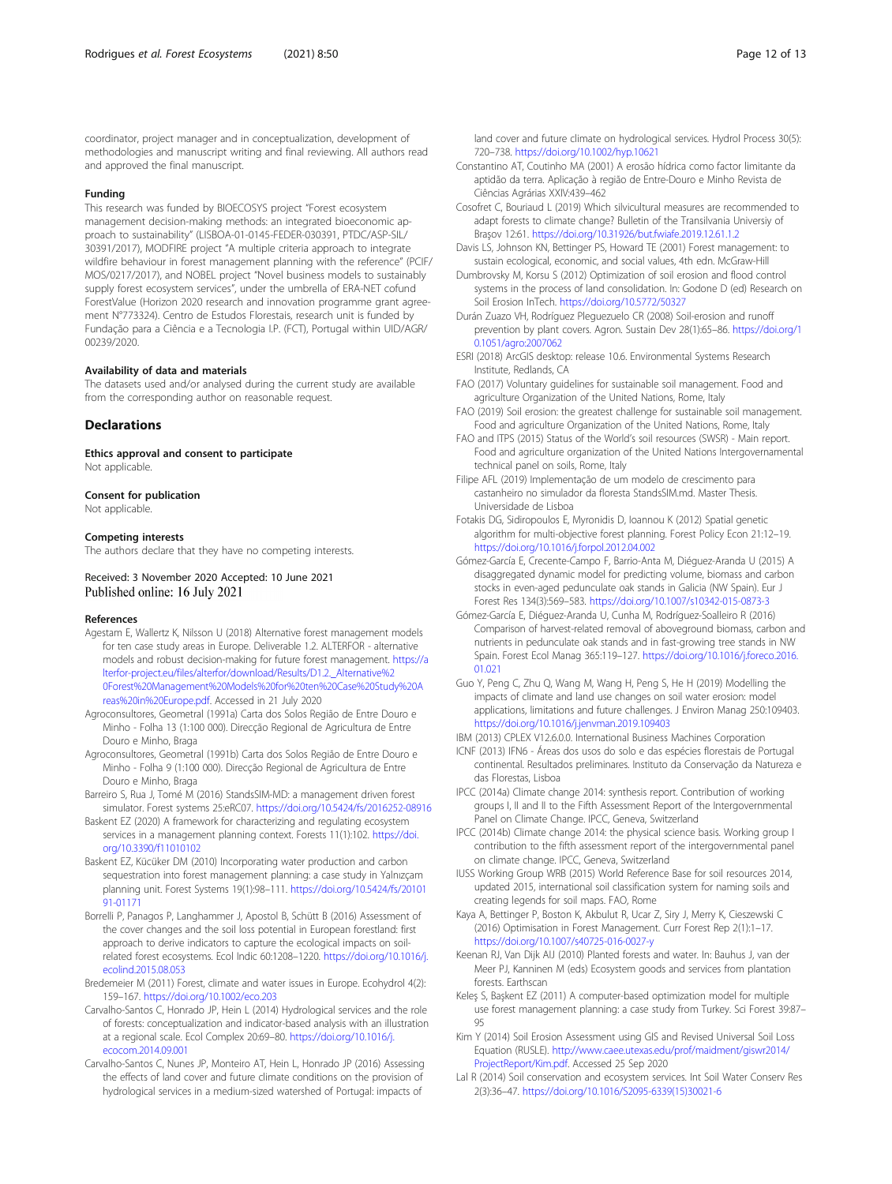coordinator, project manager and in conceptualization, development of methodologies and manuscript writing and final reviewing. All authors read and approved the final manuscript.

### Funding

This research was funded by BIOECOSYS project "Forest ecosystem management decision-making methods: an integrated bioeconomic approach to sustainability" (LISBOA-01-0145-FEDER-030391, PTDC/ASP-SIL/30391/2017), MODFIRE project "A multiple criteria approach to integrate wildfire behaviour in forest management planning with the reference" (PCIF/MOS/0217/2017), and NOBEL project "Novel business models to sustainably supply forest ecosystem services", under the umbrella of ERA-NET cofund ForestValue (Horizon 2020 research and innovation programme grant agreement N°773324). Centro de Estudos Florestais, research unit is funded by Fundação para a Ciência e a Tecnologia I.P. (FCT), Portugal within UID/AGR/00239/2020.

### Availability of data and materials

The datasets used and/or analysed during the current study are available from the corresponding author on reasonable request.

## Declarations

### Ethics approval and consent to participate

Not applicable.

### Consent for publication

Not applicable.

### Competing interests

The authors declare that they have no competing interests.

Received: 3 November 2020 Accepted: 10 June 2021
Published online: 16 July 2021

### References

Agestam E, Wallertz K, Nilsson U (2018) Alternative forest management models for ten case study areas in Europe. Deliverable 1.2. ALTERFOR - alternative models and robust decision-making for future forest management. https://alterfor-project.eu/files/alterfor/download/Results/D1.2._Alternative%20Forest%20Management%20Models%20for%20ten%20Case%20Study%20Areas%20in%20Europe.pdf. Accessed in 21 July 2020

Agroconsultores, Geometral (1991a) Carta dos Solos Região de Entre Douro e Minho - Folha 13 (1:100 000). Direcção Regional de Agricultura de Entre Douro e Minho, Braga

Agroconsultores, Geometral (1991b) Carta dos Solos Região de Entre Douro e Minho - Folha 9 (1:100 000). Direcção Regional de Agricultura de Entre Douro e Minho, Braga

Barreiro S, Rua J, Tomé M (2016) StandsSIM-MD: a management driven forest simulator. Forest systems 25:eRC07. https://doi.org/10.5424/fs/2016252-08916

Baskent EZ (2020) A framework for characterizing and regulating ecosystem services in a management planning context. Forests 11(1):102. https://doi.org/10.3390/f11010102

Baskent EZ, Kücüker DM (2010) Incorporating water production and carbon sequestration into forest management planning: a case study in Yalnızçam planning unit. Forest Systems 19(1):98–111. https://doi.org/10.5424/fs/201019 1-01171

Borrelli P, Panagos P, Langhammer J, Apostol B, Schütt B (2016) Assessment of the cover changes and the soil loss potential in European forestland: first approach to derive indicators to capture the ecological impacts on soil-related forest ecosystems. Ecol Indic 60:1208–1220. https://doi.org/10.1016/j.ecolind.2015.08.053

Bredemeier M (2011) Forest, climate and water issues in Europe. Ecohydrol 4(2): 159–167. https://doi.org/10.1002/eco.203

Carvalho-Santos C, Honrado JP, Hein L (2014) Hydrological services and the role of forests: conceptualization and indicator-based analysis with an illustration at a regional scale. Ecol Complex 20:69–80. https://doi.org/10.1016/j.ecocom.2014.09.001

Carvalho-Santos C, Nunes JP, Monteiro AT, Hein L, Honrado JP (2016) Assessing the effects of land cover and future climate conditions on the provision of hydrological services in a medium-sized watershed of Portugal: impacts of land cover and future climate on hydrological services. Hydrol Process 30(5): 720–738. https://doi.org/10.1002/hyp.10621

Constantino AT, Coutinho MA (2001) A erosão hídrica como factor limitante da aptidão da terra. Aplicação à região de Entre-Douro e Minho Revista de Ciências Agrárias XXIV:439–462

Cosofret C, Bouriaud L (2019) Which silvicultural measures are recommended to adapt forests to climate change? Bulletin of the Transilvania Universiy of Braşov 12:61. https://doi.org/10.31926/but.fwiafe.2019.12.61.1.2

Davis LS, Johnson KN, Bettinger PS, Howard TE (2001) Forest management: to sustain ecological, economic, and social values, 4th edn. McGraw-Hill

Dumbrovsky M, Korsu S (2012) Optimization of soil erosion and flood control systems in the process of land consolidation. In: Godone D (ed) Research on Soil Erosion InTech. https://doi.org/10.5772/50327

Durán Zuazo VH, Rodríguez Pleguezuelo CR (2008) Soil-erosion and runoff prevention by plant covers. Agron. Sustain Dev 28(1):65–86. https://doi.org/10.1051/agro:2007062

ESRI (2018) ArcGIS desktop: release 10.6. Environmental Systems Research Institute, Redlands, CA

FAO (2017) Voluntary guidelines for sustainable soil management. Food and agriculture Organization of the United Nations, Rome, Italy

FAO (2019) Soil erosion: the greatest challenge for sustainable soil management. Food and agriculture Organization of the United Nations, Rome, Italy

FAO and ITPS (2015) Status of the World's soil resources (SWSR) - Main report. Food and agriculture organization of the United Nations Intergovernmental technical panel on soils, Rome, Italy

Filipe AFL (2019) Implementação de um modelo de crescimento para castanheiro no simulador da floresta StandsSIM.md. Master Thesis. Universidade de Lisboa

Fotakis DG, Sidiropoulos E, Myronidis D, Ioannou K (2012) Spatial genetic algorithm for multi-objective forest planning. Forest Policy Econ 21:12–19. https://doi.org/10.1016/j.forpol.2012.04.002

Gómez-García E, Crecente-Campo F, Barrio-Anta M, Diéguez-Aranda U (2015) A disaggregated dynamic model for predicting volume, biomass and carbon stocks in even-aged pedunculate oak stands in Galicia (NW Spain). Eur J Forest Res 134(3):569–583. https://doi.org/10.1007/s10342-015-0873-3

Gómez-García E, Diéguez-Aranda U, Cunha M, Rodríguez-Soalleiro R (2016) Comparison of harvest-related removal of aboveground biomass, carbon and nutrients in pedunculate oak stands and in fast-growing tree stands in NW Spain. Forest Ecol Manag 365:119–127. https://doi.org/10.1016/j.foreco.2016.01.021

Guo Y, Peng C, Zhu Q, Wang M, Wang H, Peng S, He H (2019) Modelling the impacts of climate and land use changes on soil water erosion: model applications, limitations and future challenges. J Environ Manag 250:109403. https://doi.org/10.1016/j.jenvman.2019.109403

IBM (2013) CPLEX V12.6.0.0. International Business Machines Corporation

ICNF (2013) IFN6 - Áreas dos usos do solo e das espécies florestais de Portugal continental. Resultados preliminares. Instituto da Conservação da Natureza e das Florestas, Lisboa

IPCC (2014a) Climate change 2014: synthesis report. Contribution of working groups I, II and II to the Fifth Assessment Report of the Intergovernmental Panel on Climate Change. IPCC, Geneva, Switzerland

IPCC (2014b) Climate change 2014: the physical science basis. Working group I contribution to the fifth assessment report of the intergovernmental panel on climate change. IPCC, Geneva, Switzerland

IUSS Working Group WRB (2015) World Reference Base for soil resources 2014, updated 2015, international soil classification system for naming soils and creating legends for soil maps. FAO, Rome

Kaya A, Bettinger P, Boston K, Akbulut R, Ucar Z, Siry J, Merry K, Cieszewski C (2016) Optimisation in Forest Management. Curr Forest Rep 2(1):1–17. https://doi.org/10.1007/s40725-016-0027-y

Keenan RJ, Van Dijk AIJ (2010) Planted forests and water. In: Bauhus J, van der Meer PJ, Kanninen M (eds) Ecosystem goods and services from plantation forests. Earthscan

Keleş S, Başkent EZ (2011) A computer-based optimization model for multiple use forest management planning: a case study from Turkey. Sci Forest 39:87–95

Kim Y (2014) Soil Erosion Assessment using GIS and Revised Universal Soil Loss Equation (RUSLE). http://www.caee.utexas.edu/prof/maidment/giswr2014/ProjectReport/Kim.pdf. Accessed 25 Sep 2020

Lal R (2014) Soil conservation and ecosystem services. Int Soil Water Conserv Res 2(3):36–47. https://doi.org/10.1016/S2095-6339(15)30021-6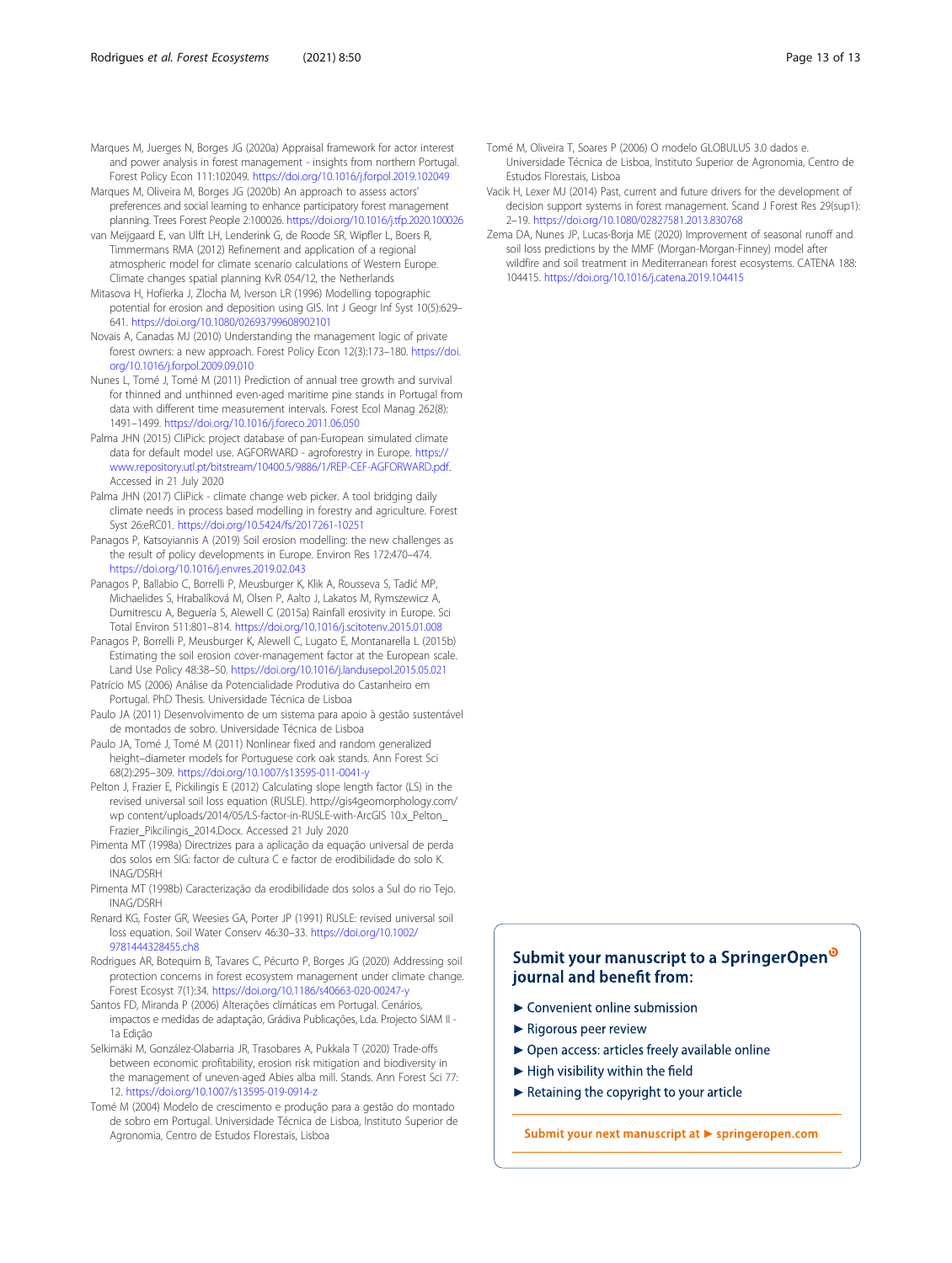Marques M, Juerges N, Borges JG (2020a) Appraisal framework for actor interest and power analysis in forest management - insights from northern Portugal. Forest Policy Econ 111:102049. https://doi.org/10.1016/j.forpol.2019.102049

Marques M, Oliveira M, Borges JG (2020b) An approach to assess actors' preferences and social learning to enhance participatory forest management planning. Trees Forest People 2:100026. https://doi.org/10.1016/j.tfp.2020.100026

van Meijgaard E, van Ulft LH, Lenderink G, de Roode SR, Wipfler L, Boers R, Timmermans RMA (2012) Refinement and application of a regional atmospheric model for climate scenario calculations of Western Europe. Climate changes spatial planning KvR 054/12, the Netherlands

Mitasova H, Hofierka J, Zlocha M, Iverson LR (1996) Modelling topographic potential for erosion and deposition using GIS. Int J Geogr Inf Syst 10(5):629–641. https://doi.org/10.1080/02693799608902101

Novais A, Canadas MJ (2010) Understanding the management logic of private forest owners: a new approach. Forest Policy Econ 12(3):173–180. https://doi.org/10.1016/j.forpol.2009.09.010

Nunes L, Tomé J, Tomé M (2011) Prediction of annual tree growth and survival for thinned and unthinned even-aged maritime pine stands in Portugal from data with different time measurement intervals. Forest Ecol Manag 262(8):1491–1499. https://doi.org/10.1016/j.foreco.2011.06.050

Palma JHN (2015) CliPick: project database of pan-European simulated climate data for default model use. AGFORWARD - agroforestry in Europe. https://www.repository.utl.pt/bitstream/10400.5/9886/1/REP-CEF-AGFORWARD.pdf. Accessed in 21 July 2020

Palma JHN (2017) CliPick - climate change web picker. A tool bridging daily climate needs in process based modelling in forestry and agriculture. Forest Syst 26:eRC01. https://doi.org/10.5424/fs/2017261-10251

Panagos P, Katsoyiannis A (2019) Soil erosion modelling: the new challenges as the result of policy developments in Europe. Environ Res 172:470–474. https://doi.org/10.1016/j.envres.2019.02.043

Panagos P, Ballabio C, Borrelli P, Meusburger K, Klik A, Rousseva S, Tadić MP, Michaelides S, Hrabalíková M, Olsen P, Aalto J, Lakatos M, Rymszewicz A, Dumitrescu A, Beguería S, Alewell C (2015a) Rainfall erosivity in Europe. Sci Total Environ 511:801–814. https://doi.org/10.1016/j.scitotenv.2015.01.008

Panagos P, Borrelli P, Meusburger K, Alewell C, Lugato E, Montanarella L (2015b) Estimating the soil erosion cover-management factor at the European scale. Land Use Policy 48:38–50. https://doi.org/10.1016/j.landusepol.2015.05.021

Patrício MS (2006) Análise da Potencialidade Produtiva do Castanheiro em Portugal. PhD Thesis. Universidade Técnica de Lisboa

Paulo JA (2011) Desenvolvimento de um sistema para apoio à gestão sustentável de montados de sobro. Universidade Técnica de Lisboa

Paulo JA, Tomé J, Tomé M (2011) Nonlinear fixed and random generalized height–diameter models for Portuguese cork oak stands. Ann Forest Sci 68(2):295–309. https://doi.org/10.1007/s13595-011-0041-y

Pelton J, Frazier E, Pickilingis E (2012) Calculating slope length factor (LS) in the revised universal soil loss equation (RUSLE). http://gis4geomorphology.com/wp content/uploads/2014/05/LS-factor-in-RUSLE-with-ArcGIS 10.x_Pelton_Frazier_Pikcilingis_2014.Docx. Accessed 21 July 2020

Pimenta MT (1998a) Directrizes para a aplicação da equação universal de perda dos solos em SIG: factor de cultura C e factor de erodibilidade do solo K. INAG/DSRH

Pimenta MT (1998b) Caracterização da erodibilidade dos solos a Sul do rio Tejo. INAG/DSRH

Renard KG, Foster GR, Weesies GA, Porter JP (1991) RUSLE: revised universal soil loss equation. Soil Water Conserv 46:30–33. https://doi.org/10.1002/9781444328455.ch8

Rodrigues AR, Botequim B, Tavares C, Pécurto P, Borges JG (2020) Addressing soil protection concerns in forest ecosystem management under climate change. Forest Ecosyst 7(1):34. https://doi.org/10.1186/s40663-020-00247-y

Santos FD, Miranda P (2006) Alterações climáticas em Portugal. Cenários, impactos e medidas de adaptação, Grádiva Publicações, Lda. Projecto SIAM II - 1a Edição

Selkimäki M, González-Olabarria JR, Trasobares A, Pukkala T (2020) Trade-offs between economic profitability, erosion risk mitigation and biodiversity in the management of uneven-aged Abies alba mill. Stands. Ann Forest Sci 77:12. https://doi.org/10.1007/s13595-019-0914-z

Tomé M (2004) Modelo de crescimento e produção para a gestão do montado de sobro em Portugal. Universidade Técnica de Lisboa, Instituto Superior de Agronomia, Centro de Estudos Florestais, Lisboa

Tomé M, Oliveira T, Soares P (2006) O modelo GLOBULUS 3.0 dados e. Universidade Técnica de Lisboa, Instituto Superior de Agronomia, Centro de Estudos Florestais, Lisboa

Vacik H, Lexer MJ (2014) Past, current and future drivers for the development of decision support systems in forest management. Scand J Forest Res 29(sup1):2–19. https://doi.org/10.1080/02827581.2013.830768

Zema DA, Nunes JP, Lucas-Borja ME (2020) Improvement of seasonal runoff and soil loss predictions by the MMF (Morgan-Morgan-Finney) model after wildfire and soil treatment in Mediterranean forest ecosystems. CATENA 188:104415. https://doi.org/10.1016/j.catena.2019.104415

**Submit your manuscript to a SpringerOpen journal and benefit from:**

- Convenient online submission
- Rigorous peer review
- Open access: articles freely available online
- High visibility within the field
- Retaining the copyright to your article

**Submit your next manuscript at ► springeropen.com**